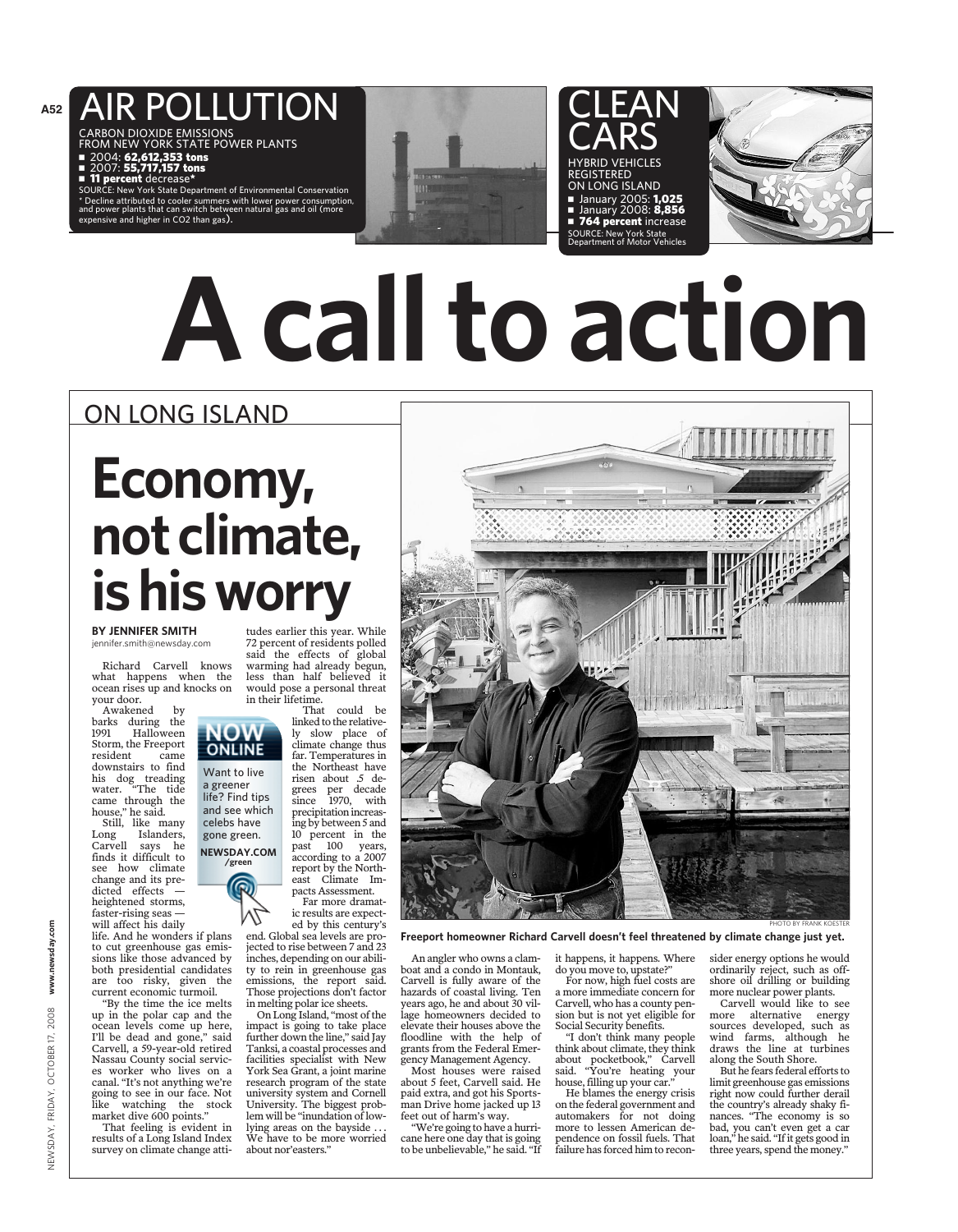## AIR POLLUTION

CARBON DIOXIDE EMISSIONS FROM NEW YORK STATE POWER PLANTS

- 2004: **62,612,353 tons**
- 2007: **55,717,157 tons**
- **11 percent** decrease*

SOURCE: New York State Department of Environmental Conservation

\* Decline attributed to cooler summers with lower power consumption, and power plants that can switch between natural gas and oil (more expensive and higher in CO2 than gas).

## CLEAN CARS

HYBRID VEHICLES REGISTERED ON LONG ISLAND

- January 2005: **1,025**
- January 2008: **8,856**
- **764 percent** increase

SOURCE: New York State Department of Motor Vehicles

# A call to action

## ON LONG ISLAND

# Economy, not climate, is his worry

**BY JENNIFER SMITH**
jennifer.smith@newsday.com

Richard Carvell knows what happens when the ocean rises up and knocks on your door.

Awakened by barks during the 1991 Halloween Storm, the Freeport resident came downstairs to find his dog treading water. "The tide came through the house," he said.

Still, like many Long Islanders, Carvell says he finds it difficult to see how climate change and its predicted effects — heightened storms, faster-rising seas — will affect his daily life. And he wonders if plans to cut greenhouse gas emissions like those advanced by both presidential candidates are too risky, given the current economic turmoil.

"By the time the ice melts up in the polar cap and the ocean levels come up here, I'll be dead and gone," said Carvell, a 59-year-old retired Nassau County social services worker who lives on a canal. "It's not anything we're going to see in our face. Not like watching the stock market dive 600 points."

That feeling is evident in results of a Long Island Index survey on climate change attitudes earlier this year. While 72 percent of residents polled said the effects of global warming had already begun, less than half believed it would pose a personal threat in their lifetime.

That could be linked to the relatively slow place of climate change thus far. Temperatures in the Northeast have risen about .5 degrees per decade since 1970, with precipitation increasing by between 5 and 10 percent in the past 100 years, according to a 2007 report by the Northeast Climate Impacts Assessment.

Far more dramatic results are expected by this century's end. Global sea levels are projected to rise between 7 and 23 inches, depending on our ability to rein in greenhouse gas emissions, the report said. Those projections don't factor in melting polar ice sheets.

On Long Island, "most of the impact is going to take place further down the line," said Jay Tanksi, a coastal processes and facilities specialist with New York Sea Grant, a joint marine research program of the state university system and Cornell University. "The biggest problem will be "inundation of low-lying areas on the bayside . . . We have to be more worried about nor'easters."

> **NOW ONLINE**
> Want to live a greener life? Find tips and see which celebs have gone green.
> **NEWSDAY.COM /green**

PHOTO BY FRANK KOESTER

**Freeport homeowner Richard Carvell doesn't feel threatened by climate change just yet.**

An angler who owns a clamboat and a condo in Montauk, Carvell is fully aware of the hazards of coastal living. Ten years ago, he and about 30 village homeowners decided to elevate their houses above the floodline with the help of grants from the Federal Emergency Management Agency.

Most houses were raised about 5 feet, Carvell said. He paid extra, and got his Sportsman Drive home jacked up 13 feet out of harm's way.

"We're going to have a hurricane here one day that is going to be unbelievable," he said. "If it happens, it happens. Where do you move to, upstate?"

For now, high fuel costs are a more immediate concern for Carvell, who has a county pension but is not yet eligible for Social Security benefits.

"I don't think many people think about climate, they think about pocketbook," Carvell said. "You're heating your house, filling up your car."

He blames the energy crisis on the federal government and automakers for not doing more to lessen American dependence on fossil fuels. That failure has forced him to reconsider energy options he would ordinarily reject, such as offshore oil drilling or building more nuclear power plants.

Carvell would like to see more alternative energy sources developed, such as wind farms, although he draws the line at turbines along the South Shore.

But he fears federal efforts to limit greenhouse gas emissions right now could further derail the country's already shaky finances. "The economy is so bad, you can't even get a car loan," he said. "If it gets good in three years, spend the money."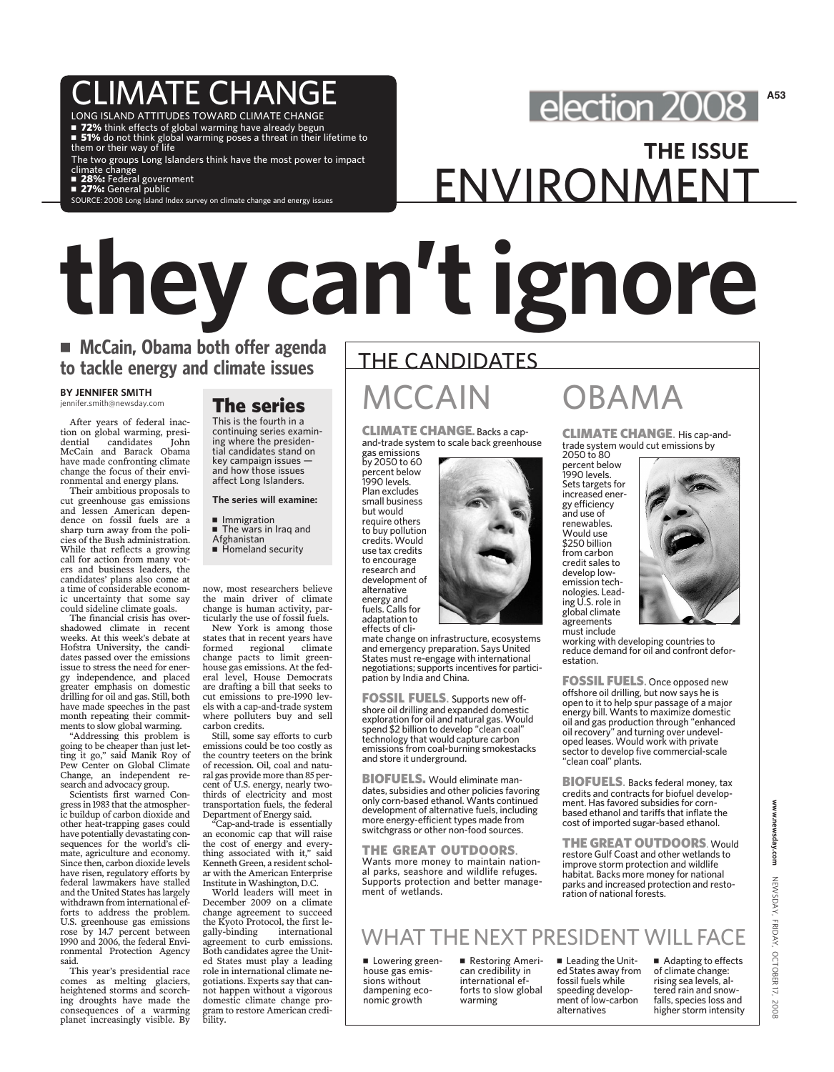## CLIMATE CHANGE

LONG ISLAND ATTITUDES TOWARD CLIMATE CHANGE

- **72%** think effects of global warming have already begun
- **51%** do not think global warming poses a threat in their lifetime to them or their way of life

The two groups Long Islanders think have the most power to impact climate change

- **28%:** Federal government
- **27%:** General public

SOURCE: 2008 Long Island Index survey on climate change and energy issues

election 2008

THE ISSUE

# ENVIRONMENT they can't ignore

## McCain, Obama both offer agenda to tackle energy and climate issues

**BY JENNIFER SMITH**
jennifer.smith@newsday.com

After years of federal inaction on global warming, presidential candidates John McCain and Barack Obama have made confronting climate change the focus of their environmental and energy plans.

Their ambitious proposals to cut greenhouse gas emissions and lessen American dependence on fossil fuels are a sharp turn away from the policies of the Bush administration. While that reflects a growing call for action from many voters and business leaders, the candidates' plans also come at a time of considerable economic uncertainty that some say could sideline climate goals.

The financial crisis has overshadowed climate in recent weeks. At this week's debate at Hofstra University, the candidates passed over the emissions issue to stress the need for energy independence, and placed greater emphasis on domestic drilling for oil and gas. Still, both have made speeches in the past month repeating their commitments to slow global warming.

"Addressing this problem is going to be cheaper than just letting it go," said Manik Roy of Pew Center on Global Climate Change, an independent research and advocacy group.

Scientists first warned Congress in 1983 that the atmospheric buildup of carbon dioxide and other heat-trapping gases could have potentially devastating consequences for the world's climate, agriculture and economy. Since then, carbon dioxide levels have risen, regulatory efforts by federal lawmakers have stalled and the United States has largely withdrawn from international efforts to address the problem. U.S. greenhouse gas emissions rose by 14.7 percent between 1990 and 2006, the federal Environmental Protection Agency said.

This year's presidential race comes as melting glaciers, heightened storms and scorching droughts have made the consequences of a warming planet increasingly visible. By now, most researchers believe the main driver of climate change is human activity, particularly the use of fossil fuels.

New York is among those states that in recent years have formed regional climate change pacts to limit greenhouse gas emissions. At the federal level, House Democrats are drafting a bill that seeks to cut emissions to pre-1990 levels with a cap-and-trade system where polluters buy and sell carbon credits.

Still, some say efforts to curb emissions could be too costly as the country teeters on the brink of recession. Oil, coal and natural gas provide more than 85 percent of U.S. energy, nearly two-thirds of electricity and most transportation fuels, the federal Department of Energy said.

"Cap-and-trade is essentially an economic cap that will raise the cost of energy and everything associated with it," said Kenneth Green, a resident scholar with the American Enterprise Institute in Washington, D.C.

World leaders will meet in December 2009 on a climate change agreement to succeed the Kyoto Protocol, the first legally-binding international agreement to curb emissions. Both candidates agree the United States must play a leading role in international climate negotiations. Experts say that cannot happen without a vigorous domestic climate change program to restore American credibility.

### The series

This is the fourth in a continuing series examining where the presidential candidates stand on key campaign issues — and how those issues affect Long Islanders.

**The series will examine:**

- Immigration
- The wars in Iraq and Afghanistan
- Homeland security

## THE CANDIDATES

### MCCAIN

**CLIMATE CHANGE.** Backs a cap-and-trade system to scale back greenhouse gas emissions by 2050 to 60 percent below 1990 levels. Plan excludes small business but would require others to buy pollution credits. Would use tax credits to encourage research and development of alternative energy and fuels. Calls for adaptation to effects of climate change on infrastructure, ecosystems and emergency preparation. Says United States must re-engage with international negotiations; supports incentives for participation by India and China.

**FOSSIL FUELS.** Supports new offshore oil drilling and expanded domestic exploration for oil and natural gas. Would spend $2 billion to develop "clean coal" technology that would capture carbon emissions from coal-burning smokestacks and store it underground.

**BIOFUELS.** Would eliminate mandates, subsidies and other policies favoring only corn-based ethanol. Wants continued development of alternative fuels, including more energy-efficient types made from switchgrass or other non-food sources.

**THE GREAT OUTDOORS.** Wants more money to maintain national parks, seashore and wildlife refuges. Supports protection and better management of wetlands.

### OBAMA

**CLIMATE CHANGE.** His cap-and-trade system would cut emissions by 2050 to 80 percent below 1990 levels. Sets targets for increased energy efficiency and use of renewables. Would use $250 billion from carbon credit sales to develop low-emission technologies. Leading U.S. role in global climate agreements must include working with developing countries to reduce demand for oil and confront deforestation.

**FOSSIL FUELS.** Once opposed new offshore oil drilling, but now says he is open to it to help spur passage of a major energy bill. Wants to maximize domestic oil and gas production through "enhanced oil recovery" and turning over undeveloped leases. Would work with private sector to develop five commercial-scale "clean coal" plants.

**BIOFUELS.** Backs federal money, tax credits and contracts for biofuel development. Has favored subsidies for corn-based ethanol and tariffs that inflate the cost of imported sugar-based ethanol.

**THE GREAT OUTDOORS.** Would restore Gulf Coast and other wetlands to improve storm protection and wildlife habitat. Backs more money for national parks and increased protection and restoration of national forests.

## WHAT THE NEXT PRESIDENT WILL FACE

- Lowering greenhouse gas emissions without dampening economic growth
- Restoring American credibility in international efforts to slow global warming
- Leading the United States away from fossil fuels while speeding development of low-carbon alternatives
- Adapting to effects of climate change: rising sea levels, altered rain and snowfalls, species loss and higher storm intensity